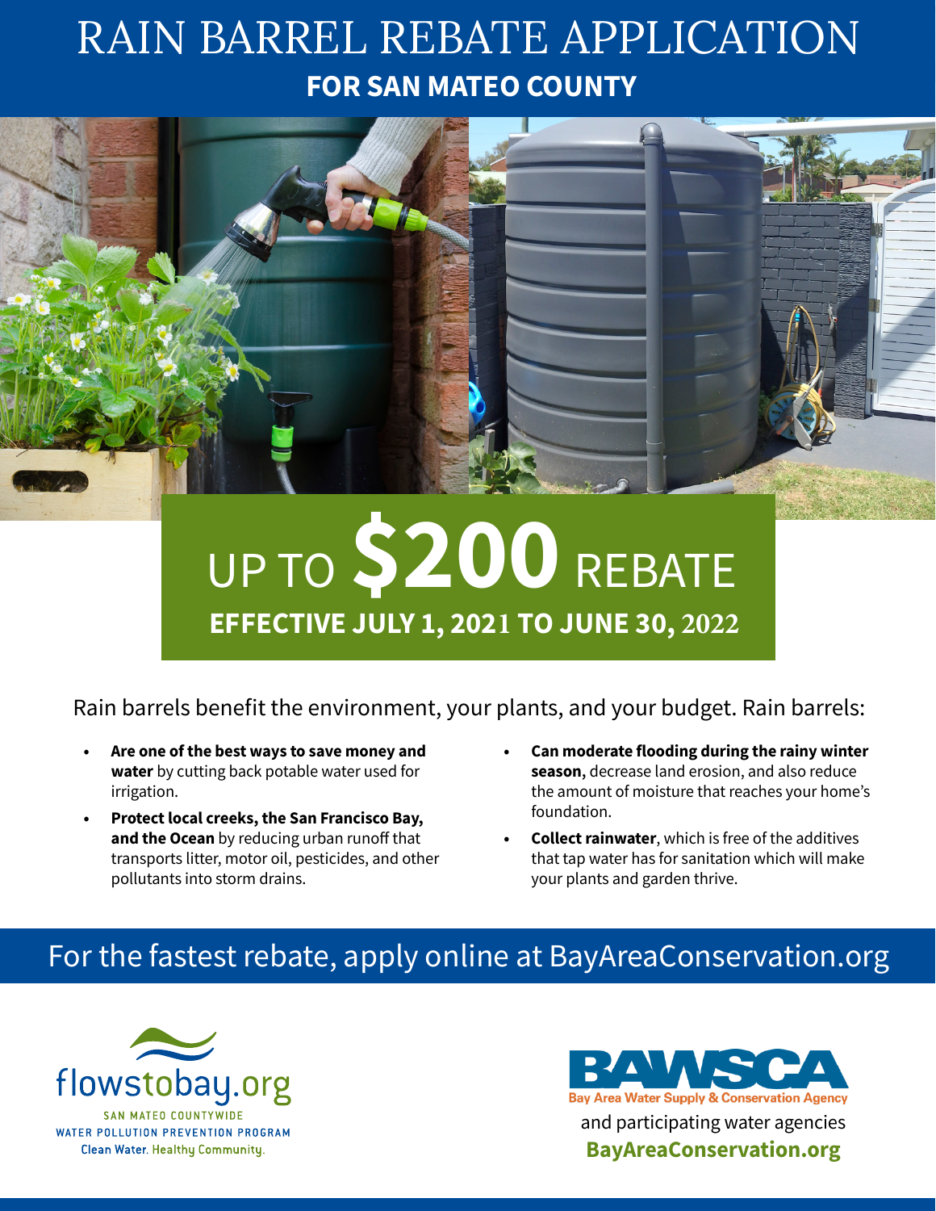# RAIN BARREL REBATE APPLICATION

## FOR SAN MATEO COUNTY

## UP TO $200 REBATE

**EFFECTIVE JULY 1, 2021 TO JUNE 30, 2022**

Rain barrels benefit the environment, your plants, and your budget. Rain barrels:

- **Are one of the best ways to save money and water** by cutting back potable water used for irrigation.
- **Protect local creeks, the San Francisco Bay, and the Ocean** by reducing urban runoff that transports litter, motor oil, pesticides, and other pollutants into storm drains.
- **Can moderate flooding during the rainy winter season,** decrease land erosion, and also reduce the amount of moisture that reaches your home's foundation.
- **Collect rainwater**, which is free of the additives that tap water has for sanitation which will make your plants and garden thrive.

## For the fastest rebate, apply online at BayAreaConservation.org

flowstobay.org
SAN MATEO COUNTYWIDE
WATER POLLUTION PREVENTION PROGRAM
Clean Water. Healthy Community.

BAWSCA
Bay Area Water Supply & Conservation Agency
and participating water agencies
**BayAreaConservation.org**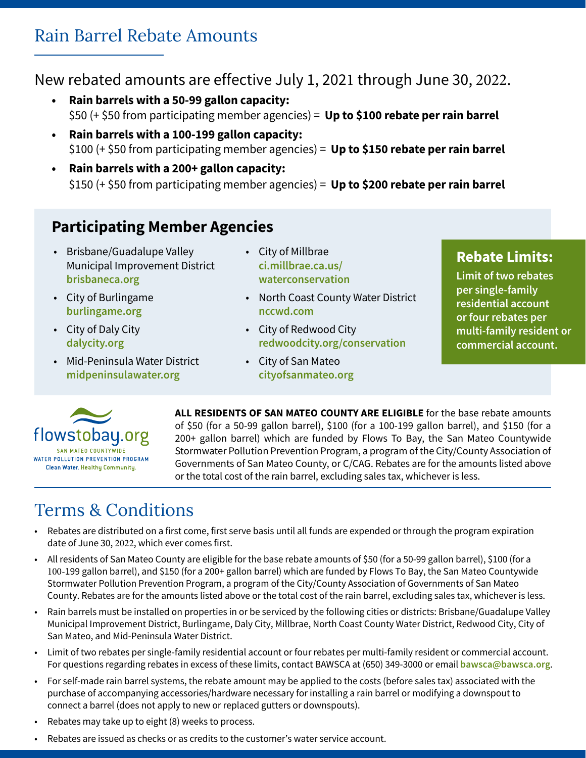# Rain Barrel Rebate Amounts

New rebated amounts are effective July 1, 2021 through June 30, 2022.

- **Rain barrels with a 50-99 gallon capacity:**
  $50 (+ $50 from participating member agencies) = **Up to $100 rebate per rain barrel**
- **Rain barrels with a 100-199 gallon capacity:**
  $100 (+ $50 from participating member agencies) = **Up to $150 rebate per rain barrel**
- **Rain barrels with a 200+ gallon capacity:**
  $150 (+ $50 from participating member agencies) = **Up to $200 rebate per rain barrel**

## Participating Member Agencies

- Brisbane/Guadalupe Valley Municipal Improvement District **brisbaneca.org**
- City of Burlingame **burlingame.org**
- City of Daly City **dalycity.org**
- Mid-Peninsula Water District **midpeninsulawater.org**
- City of Millbrae **ci.millbrae.ca.us/waterconservation**
- North Coast County Water District **nccwd.com**
- City of Redwood City **redwoodcity.org/conservation**
- City of San Mateo **cityofsanmateo.org**

### Rebate Limits:

**Limit of two rebates per single-family residential account or four rebates per multi-family resident or commercial account.**

flowstobay.org
SAN MATEO COUNTYWIDE WATER POLLUTION PREVENTION PROGRAM
Clean Water. Healthy Community.

**ALL RESIDENTS OF SAN MATEO COUNTY ARE ELIGIBLE** for the base rebate amounts of $50 (for a 50-99 gallon barrel), $100 (for a 100-199 gallon barrel), and $150 (for a 200+ gallon barrel) which are funded by Flows To Bay, the San Mateo Countywide Stormwater Pollution Prevention Program, a program of the City/County Association of Governments of San Mateo County, or C/CAG. Rebates are for the amounts listed above or the total cost of the rain barrel, excluding sales tax, whichever is less.

# Terms & Conditions

- Rebates are distributed on a first come, first serve basis until all funds are expended or through the program expiration date of June 30, 2022, which ever comes first.
- All residents of San Mateo County are eligible for the base rebate amounts of $50 (for a 50-99 gallon barrel), $100 (for a 100-199 gallon barrel), and $150 (for a 200+ gallon barrel) which are funded by Flows To Bay, the San Mateo Countywide Stormwater Pollution Prevention Program, a program of the City/County Association of Governments of San Mateo County. Rebates are for the amounts listed above or the total cost of the rain barrel, excluding sales tax, whichever is less.
- Rain barrels must be installed on properties in or be serviced by the following cities or districts: Brisbane/Guadalupe Valley Municipal Improvement District, Burlingame, Daly City, Millbrae, North County Water District, Redwood City, City of San Mateo, and Mid-Peninsula Water District.
- Limit of two rebates per single-family residential account or four rebates per multi-family resident or commercial account. For questions regarding rebates in excess of these limits, contact BAWSCA at (650) 349-3000 or email **bawsca@bawsca.org**.
- For self-made rain barrel systems, the rebate amount may be applied to the costs (before sales tax) associated with the purchase of accompanying accessories/hardware necessary for installing a rain barrel or modifying a downspout to connect a barrel (does not apply to new or replaced gutters or downspouts).
- Rebates may take up to eight (8) weeks to process.
- Rebates are issued as checks or as credits to the customer's water service account.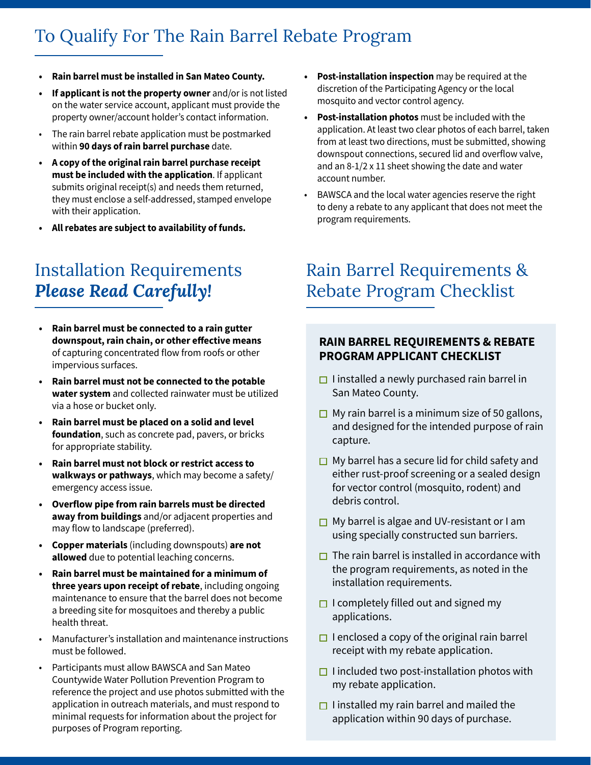# To Qualify For The Rain Barrel Rebate Program

- **Rain barrel must be installed in San Mateo County.**
- **If applicant is not the property owner** and/or is not listed on the water service account, applicant must provide the property owner/account holder's contact information.
- The rain barrel rebate application must be postmarked within **90 days of rain barrel purchase** date.
- **A copy of the original rain barrel purchase receipt must be included with the application**. If applicant submits original receipt(s) and needs them returned, they must enclose a self-addressed, stamped envelope with their application.
- **All rebates are subject to availability of funds.**
- **Post-installation inspection** may be required at the discretion of the Participating Agency or the local mosquito and vector control agency.
- **Post-installation photos** must be included with the application. At least two clear photos of each barrel, taken from at least two directions, must be submitted, showing downspout connections, secured lid and overflow valve, and an 8-1/2 x 11 sheet showing the date and water account number.
- BAWSCA and the local water agencies reserve the right to deny a rebate to any applicant that does not meet the program requirements.

# Installation Requirements *Please Read Carefully!*

- **Rain barrel must be connected to a rain gutter downspout, rain chain, or other effective means** of capturing concentrated flow from roofs or other impervious surfaces.
- **Rain barrel must not be connected to the potable water system** and collected rainwater must be utilized via a hose or bucket only.
- **Rain barrel must be placed on a solid and level foundation**, such as concrete pad, pavers, or bricks for appropriate stability.
- **Rain barrel must not block or restrict access to walkways or pathways**, which may become a safety/emergency access issue.
- **Overflow pipe from rain barrels must be directed away from buildings** and/or adjacent properties and may flow to landscape (preferred).
- **Copper materials** (including downspouts) **are not allowed** due to potential leaching concerns.
- **Rain barrel must be maintained for a minimum of three years upon receipt of rebate**, including ongoing maintenance to ensure that the barrel does not become a breeding site for mosquitoes and thereby a public health threat.
- Manufacturer's installation and maintenance instructions must be followed.
- Participants must allow BAWSCA and San Mateo Countywide Water Pollution Prevention Program to reference the project and use photos submitted with the application in outreach materials, and must respond to minimal requests for information about the project for purposes of Program reporting.

# Rain Barrel Requirements & Rebate Program Checklist

**RAIN BARREL REQUIREMENTS & REBATE PROGRAM APPLICANT CHECKLIST**

- ☐ I installed a newly purchased rain barrel in San Mateo County.
- ☐ My rain barrel is a minimum size of 50 gallons, and designed for the intended purpose of rain capture.
- ☐ My barrel has a secure lid for child safety and either rust-proof screening or a sealed design for vector control (mosquito, rodent) and debris control.
- ☐ My barrel is algae and UV-resistant or I am using specially constructed sun barriers.
- ☐ The rain barrel is installed in accordance with the program requirements, as noted in the installation requirements.
- ☐ I completely filled out and signed my applications.
- ☐ I enclosed a copy of the original rain barrel receipt with my rebate application.
- ☐ I included two post-installation photos with my rebate application.
- ☐ I installed my rain barrel and mailed the application within 90 days of purchase.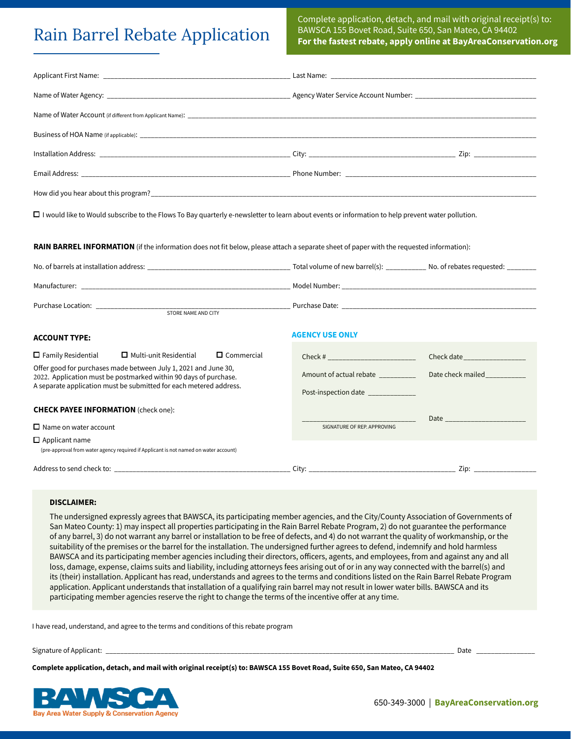# Rain Barrel Rebate Application

Complete application, detach, and mail with original receipt(s) to: BAWSCA 155 Bovet Road, Suite 650, San Mateo, CA 94402
**For the fastest rebate, apply online at BayAreaConservation.org**

Applicant First Name: ______________________ Last Name: ______________________

Name of Water Agency: ______________________ Agency Water Service Account Number: ______________________

Name of Water Account (if different from Applicant Name): ______________________

Business of HOA Name (if applicable): ______________________

Installation Address: ______________________ City: ______________________ Zip: __________

Email Address: ______________________ Phone Number: ______________________

How did you hear about this program? ______________________

☐ I would like to Would subscribe to the Flows To Bay quarterly e-newsletter to learn about events or information to help prevent water pollution.

**RAIN BARREL INFORMATION** (if the information does not fit below, please attach a separate sheet of paper with the requested information):

No. of barrels at installation address: __________ Total volume of new barrel(s): __________ No. of rebates requested: __________

Manufacturer: ______________________ Model Number: ______________________

Purchase Location: ______________________ (STORE NAME AND CITY) Purchase Date: ______________________

**ACCOUNT TYPE:**

☐ Family Residential ☐ Multi-unit Residential ☐ Commercial

Offer good for purchases made between July 1, 2021 and June 30, 2022. Application must be postmarked within 90 days of purchase. A separate application must be submitted for each metered address.

**CHECK PAYEE INFORMATION** (check one):

☐ Name on water account

☐ Applicant name
(pre-approval from water agency required if Applicant is not named on water account)

**AGENCY USE ONLY**

Check # __________ Check date __________

Amount of actual rebate __________ Date check mailed __________

Post-inspection date __________

______________________ SIGNATURE OF REP. APPROVING Date __________

Address to send check to: ______________________ City: ______________________ Zip: __________

**DISCLAIMER:**

The undersigned expressly agrees that BAWSCA, its participating member agencies, and the City/County Association of Governments of San Mateo County: 1) may inspect all properties participating in the Rain Barrel Rebate Program, 2) do not guarantee the performance of any barrel, 3) do not warrant any barrel or installation to be free of defects, and 4) do not warrant the quality of workmanship, or the suitability of the premises or the barrel for the installation. The undersigned further agrees to defend, indemnify and hold harmless BAWSCA and its participating member agencies including their directors, officers, agents, and employees, from and against any and all loss, damage, expense, claims suits and liability, including attorneys fees arising out of or in any way connected with the barrel(s) and its (their) installation. Applicant has read, understands and agrees to the terms and conditions listed on the Rain Barrel Rebate Program application. Applicant understands that installation of a qualifying rain barrel may not result in lower water bills. BAWSCA and its participating member agencies reserve the right to change the terms of the incentive offer at any time.

I have read, understand, and agree to the terms and conditions of this rebate program

Signature of Applicant: ______________________ Date __________

**Complete application, detach, and mail with original receipt(s) to: BAWSCA 155 Bovet Road, Suite 650, San Mateo, CA 94402**

BAWSCA
Bay Area Water Supply & Conservation Agency

650-349-3000 | **BayAreaConservation.org**